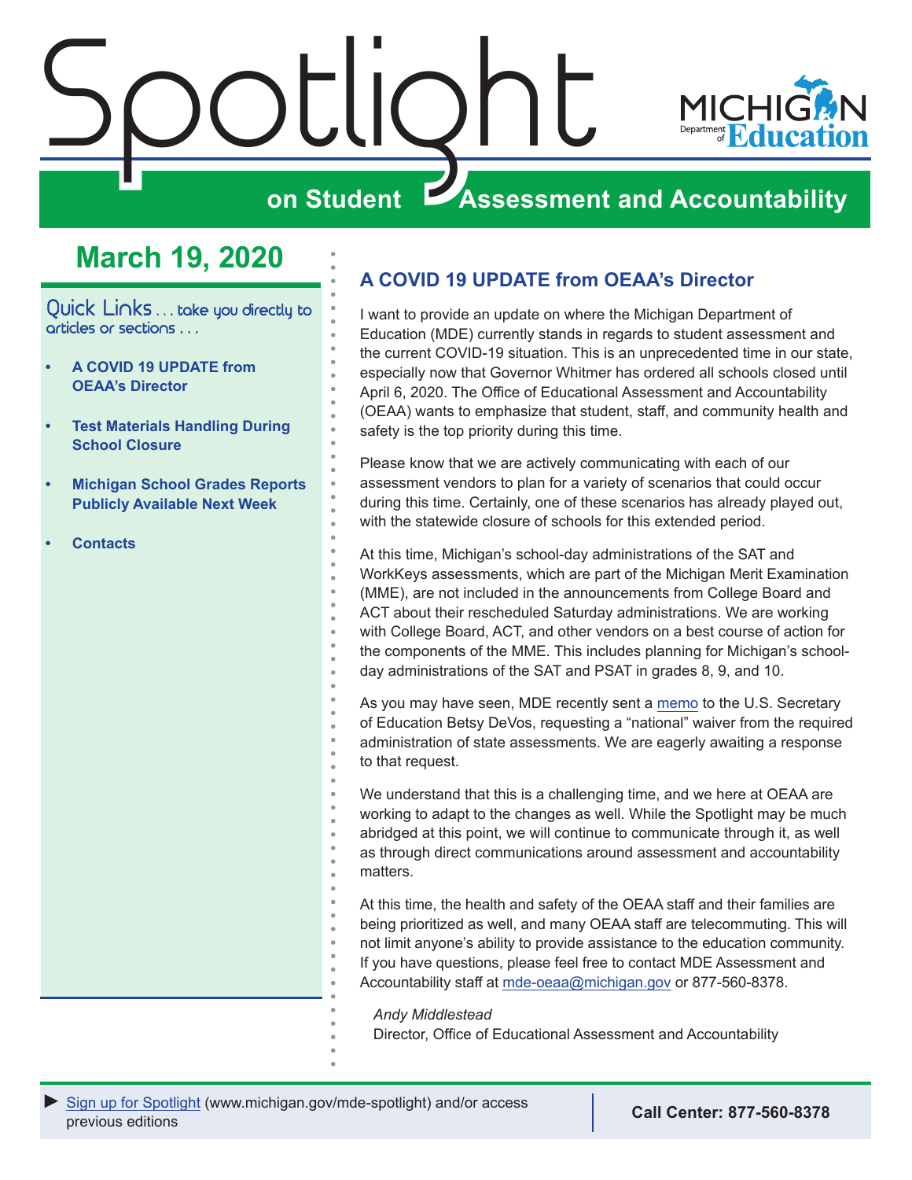# Spotlight

## on Student Assessment and Accountability

MICHIGAN Department of Education

## March 19, 2020

**Quick Links** . . . take you directly to articles or sections . . .

- **A COVID 19 UPDATE from OEAA's Director**
- **Test Materials Handling During School Closure**
- **Michigan School Grades Reports Publicly Available Next Week**
- **Contacts**

## A COVID 19 UPDATE from OEAA's Director

I want to provide an update on where the Michigan Department of Education (MDE) currently stands in regards to student assessment and the current COVID-19 situation. This is an unprecedented time in our state, especially now that Governor Whitmer has ordered all schools closed until April 6, 2020. The Office of Educational Assessment and Accountability (OEAA) wants to emphasize that student, staff, and community health and safety is the top priority during this time.

Please know that we are actively communicating with each of our assessment vendors to plan for a variety of scenarios that could occur during this time. Certainly, one of these scenarios has already played out, with the statewide closure of schools for this extended period.

At this time, Michigan's school-day administrations of the SAT and WorkKeys assessments, which are part of the Michigan Merit Examination (MME), are not included in the announcements from College Board and ACT about their rescheduled Saturday administrations. We are working with College Board, ACT, and other vendors on a best course of action for the components of the MME. This includes planning for Michigan's school-day administrations of the SAT and PSAT in grades 8, 9, and 10.

As you may have seen, MDE recently sent a memo to the U.S. Secretary of Education Betsy DeVos, requesting a "national" waiver from the required administration of state assessments. We are eagerly awaiting a response to that request.

We understand that this is a challenging time, and we here at OEAA are working to adapt to the changes as well. While the Spotlight may be much abridged at this point, we will continue to communicate through it, as well as through direct communications around assessment and accountability matters.

At this time, the health and safety of the OEAA staff and their families are being prioritized as well, and many OEAA staff are telecommuting. This will not limit anyone's ability to provide assistance to the education community. If you have questions, please feel free to contact MDE Assessment and Accountability staff at mde-oeaa@michigan.gov or 877-560-8378.

*Andy Middlestead*
Director, Office of Educational Assessment and Accountability

► Sign up for Spotlight (www.michigan.gov/mde-spotlight) and/or access previous editions

**Call Center: 877-560-8378**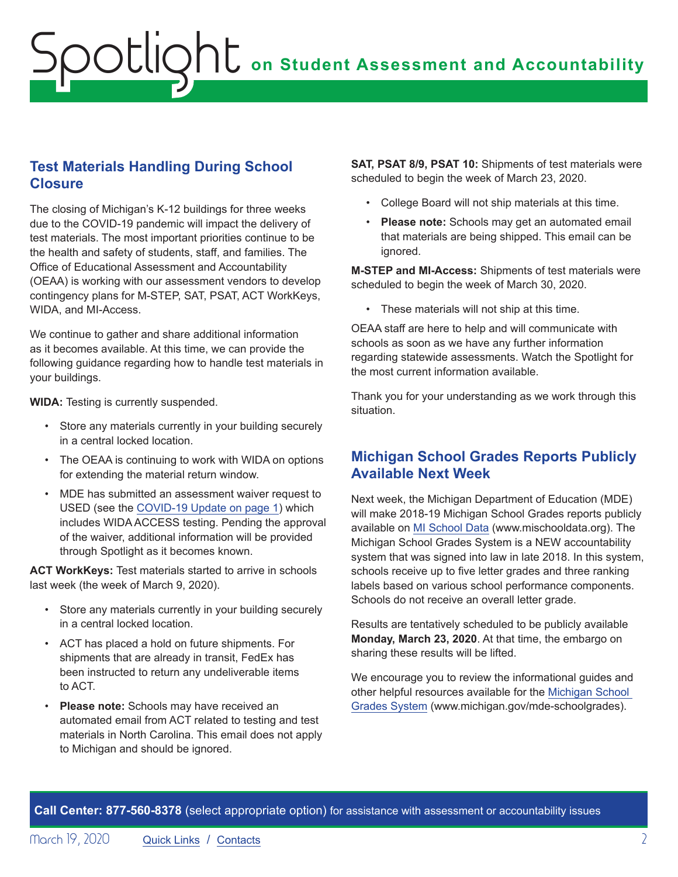## Test Materials Handling During School Closure

The closing of Michigan's K-12 buildings for three weeks due to the COVID-19 pandemic will impact the delivery of test materials. The most important priorities continue to be the health and safety of students, staff, and families. The Office of Educational Assessment and Accountability (OEAA) is working with our assessment vendors to develop contingency plans for M-STEP, SAT, PSAT, ACT WorkKeys, WIDA, and MI-Access.

We continue to gather and share additional information as it becomes available. At this time, we can provide the following guidance regarding how to handle test materials in your buildings.

**WIDA:** Testing is currently suspended.

- Store any materials currently in your building securely in a central locked location.
- The OEAA is continuing to work with WIDA on options for extending the material return window.
- MDE has submitted an assessment waiver request to USED (see the COVID-19 Update on page 1) which includes WIDA ACCESS testing. Pending the approval of the waiver, additional information will be provided through Spotlight as it becomes known.

**ACT WorkKeys:** Test materials started to arrive in schools last week (the week of March 9, 2020).

- Store any materials currently in your building securely in a central locked location.
- ACT has placed a hold on future shipments. For shipments that are already in transit, FedEx has been instructed to return any undeliverable items to ACT.
- **Please note:** Schools may have received an automated email from ACT related to testing and test materials in North Carolina. This email does not apply to Michigan and should be ignored.

**SAT, PSAT 8/9, PSAT 10:** Shipments of test materials were scheduled to begin the week of March 23, 2020.

- College Board will not ship materials at this time.
- **Please note:** Schools may get an automated email that materials are being shipped. This email can be ignored.

**M-STEP and MI-Access:** Shipments of test materials were scheduled to begin the week of March 30, 2020.

- These materials will not ship at this time.

OEAA staff are here to help and will communicate with schools as soon as we have any further information regarding statewide assessments. Watch the Spotlight for the most current information available.

Thank you for your understanding as we work through this situation.

## Michigan School Grades Reports Publicly Available Next Week

Next week, the Michigan Department of Education (MDE) will make 2018-19 Michigan School Grades reports publicly available on MI School Data (www.mischooldata.org). The Michigan School Grades System is a NEW accountability system that was signed into law in late 2018. In this system, schools receive up to five letter grades and three ranking labels based on various school performance components. Schools do not receive an overall letter grade.

Results are tentatively scheduled to be publicly available **Monday, March 23, 2020**. At that time, the embargo on sharing these results will be lifted.

We encourage you to review the informational guides and other helpful resources available for the Michigan School Grades System (www.michigan.gov/mde-schoolgrades).

**Call Center: 877-560-8378** (select appropriate option) for assistance with assessment or accountability issues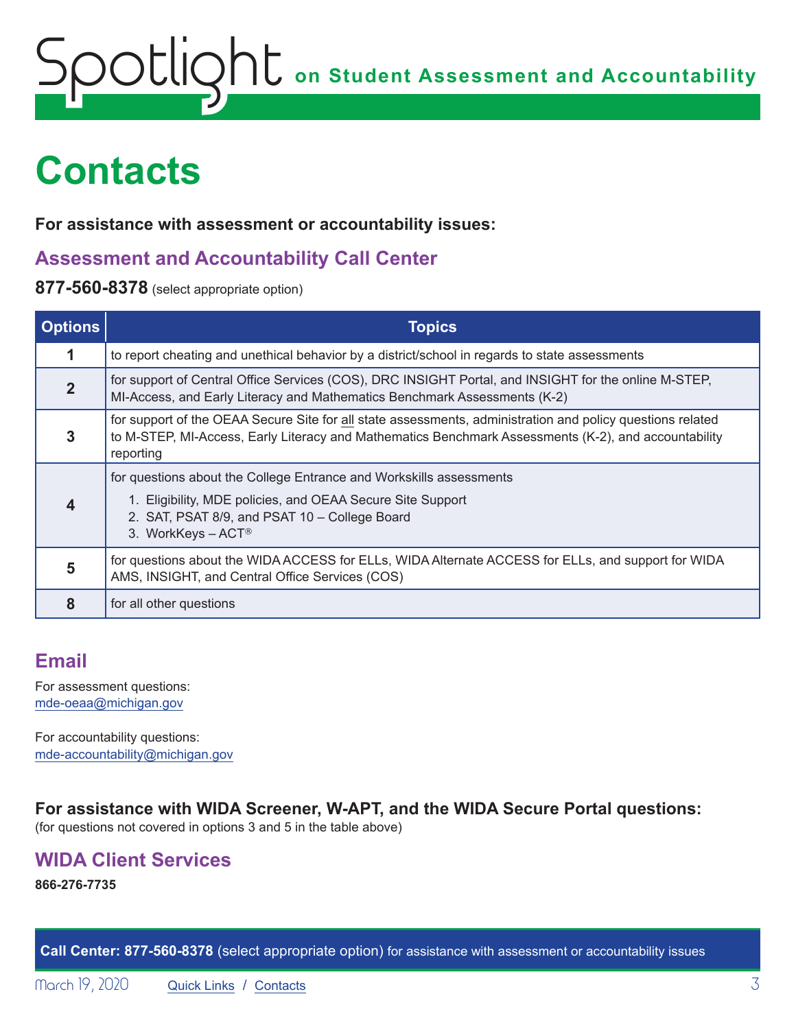# Contacts

**For assistance with assessment or accountability issues:**

## Assessment and Accountability Call Center

**877-560-8378** (select appropriate option)

| Options | Topics |
|---|---|
| **1** | to report cheating and unethical behavior by a district/school in regards to state assessments |
| **2** | for support of Central Office Services (COS), DRC INSIGHT Portal, and INSIGHT for the online M-STEP, MI-Access, and Early Literacy and Mathematics Benchmark Assessments (K-2) |
| **3** | for support of the OEAA Secure Site for all state assessments, administration and policy questions related to M-STEP, MI-Access, Early Literacy and Mathematics Benchmark Assessments (K-2), and accountability reporting |
| **4** | for questions about the College Entrance and Workskills assessments<br>1. Eligibility, MDE policies, and OEAA Secure Site Support<br>2. SAT, PSAT 8/9, and PSAT 10 – College Board<br>3. WorkKeys – ACT® |
| **5** | for questions about the WIDA ACCESS for ELLs, WIDA Alternate ACCESS for ELLs, and support for WIDA AMS, INSIGHT, and Central Office Services (COS) |
| **8** | for all other questions |

## Email

For assessment questions:
mde-oeaa@michigan.gov

For accountability questions:
mde-accountability@michigan.gov

**For assistance with WIDA Screener, W-APT, and the WIDA Secure Portal questions:**
(for questions not covered in options 3 and 5 in the table above)

## WIDA Client Services

**866-276-7735**

**Call Center: 877-560-8378** (select appropriate option) for assistance with assessment or accountability issues